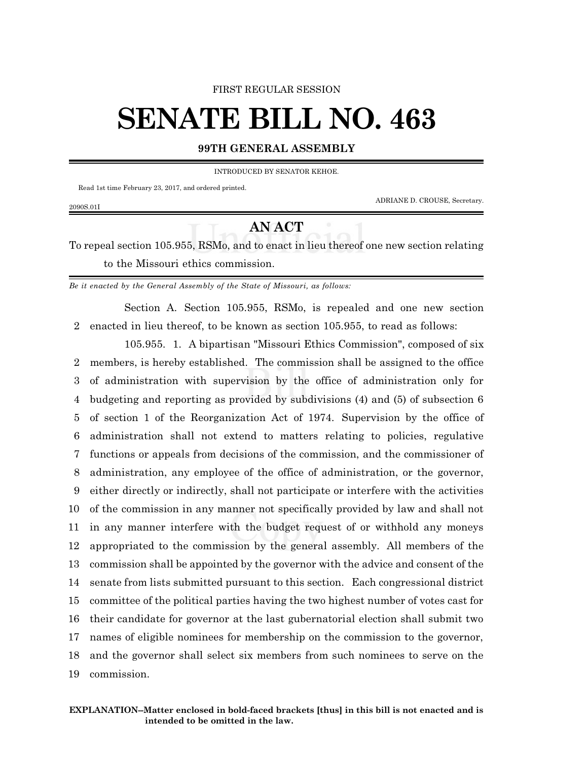FIRST REGULAR SESSION

# SENATE BILL NO. 463

**99TH GENERAL ASSEMBLY**

INTRODUCED BY SENATOR KEHOE.

Read 1st time February 23, 2017, and ordered printed.

ADRIANE D. CROUSE, Secretary.

2090S.01I

## AN ACT

To repeal section 105.955, RSMo, and to enact in lieu thereof one new section relating to the Missouri ethics commission.

*Be it enacted by the General Assembly of the State of Missouri, as follows:*

Section A. Section 105.955, RSMo, is repealed and one new section enacted in lieu thereof, to be known as section 105.955, to read as follows:

105.955. 1. A bipartisan "Missouri Ethics Commission", composed of six members, is hereby established. The commission shall be assigned to the office of administration with supervision by the office of administration only for budgeting and reporting as provided by subdivisions (4) and (5) of subsection 6 of section 1 of the Reorganization Act of 1974. Supervision by the office of administration shall not extend to matters relating to policies, regulative functions or appeals from decisions of the commission, and the commissioner of administration, any employee of the office of administration, or the governor, either directly or indirectly, shall not participate or interfere with the activities of the commission in any manner not specifically provided by law and shall not in any manner interfere with the budget request of or withhold any moneys appropriated to the commission by the general assembly. All members of the commission shall be appointed by the governor with the advice and consent of the senate from lists submitted pursuant to this section. Each congressional district committee of the political parties having the two highest number of votes cast for their candidate for governor at the last gubernatorial election shall submit two names of eligible nominees for membership on the commission to the governor, and the governor shall select six members from such nominees to serve on the commission.

**EXPLANATION–Matter enclosed in bold-faced brackets [thus] in this bill is not enacted and is intended to be omitted in the law.**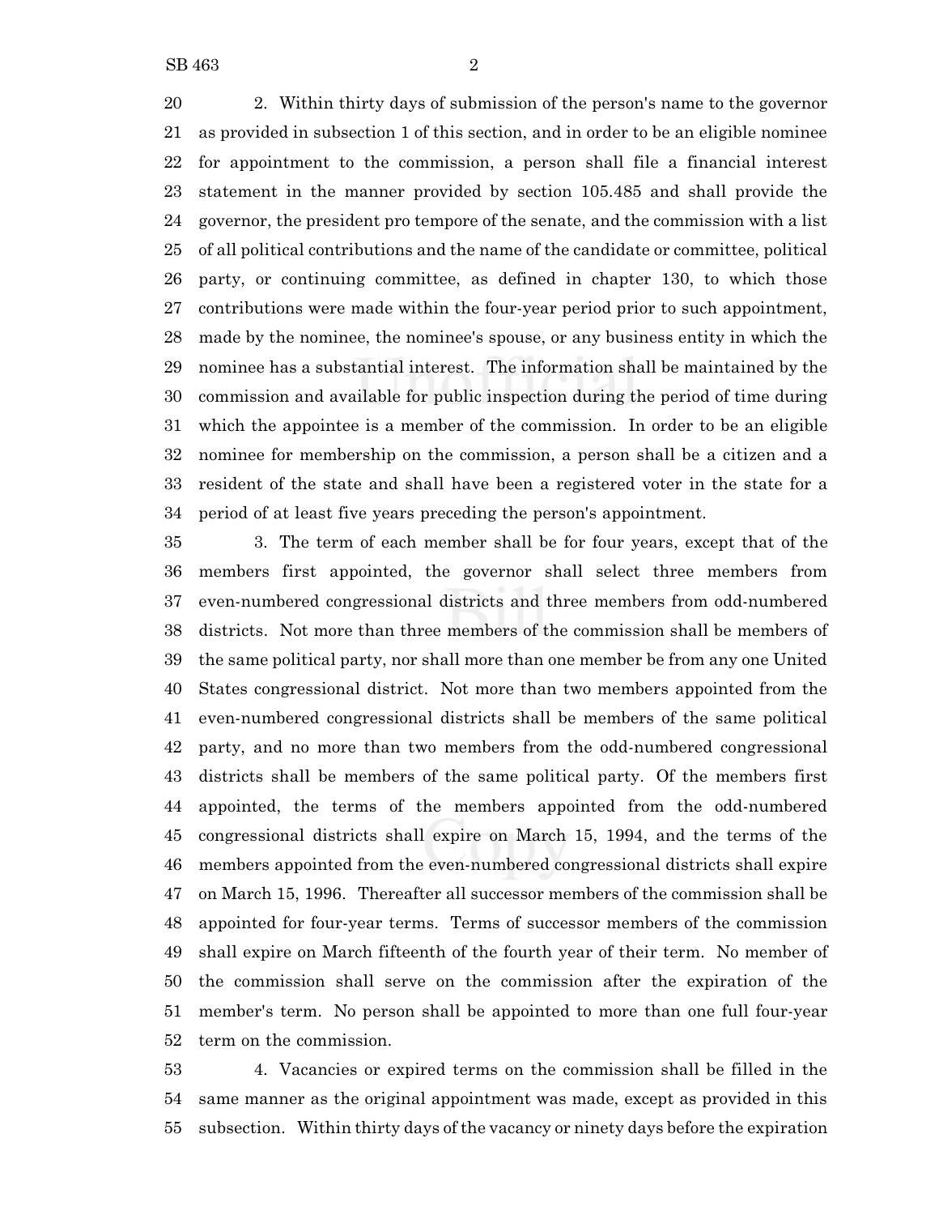2. Within thirty days of submission of the person's name to the governor as provided in subsection 1 of this section, and in order to be an eligible nominee for appointment to the commission, a person shall file a financial interest statement in the manner provided by section 105.485 and shall provide the governor, the president pro tempore of the senate, and the commission with a list of all political contributions and the name of the candidate or committee, political party, or continuing committee, as defined in chapter 130, to which those contributions were made within the four-year period prior to such appointment, made by the nominee, the nominee's spouse, or any business entity in which the nominee has a substantial interest. The information shall be maintained by the commission and available for public inspection during the period of time during which the appointee is a member of the commission. In order to be an eligible nominee for membership on the commission, a person shall be a citizen and a resident of the state and shall have been a registered voter in the state for a period of at least five years preceding the person's appointment.

3. The term of each member shall be for four years, except that of the members first appointed, the governor shall select three members from even-numbered congressional districts and three members from odd-numbered districts. Not more than three members of the commission shall be members of the same political party, nor shall more than one member be from any one United States congressional district. Not more than two members appointed from the even-numbered congressional districts shall be members of the same political party, and no more than two members from the odd-numbered congressional districts shall be members of the same political party. Of the members first appointed, the terms of the members appointed from the odd-numbered congressional districts shall expire on March 15, 1994, and the terms of the members appointed from the even-numbered congressional districts shall expire on March 15, 1996. Thereafter all successor members of the commission shall be appointed for four-year terms. Terms of successor members of the commission shall expire on March fifteenth of the fourth year of their term. No member of the commission shall serve on the commission after the expiration of the member's term. No person shall be appointed to more than one full four-year term on the commission.

4. Vacancies or expired terms on the commission shall be filled in the same manner as the original appointment was made, except as provided in this subsection. Within thirty days of the vacancy or ninety days before the expiration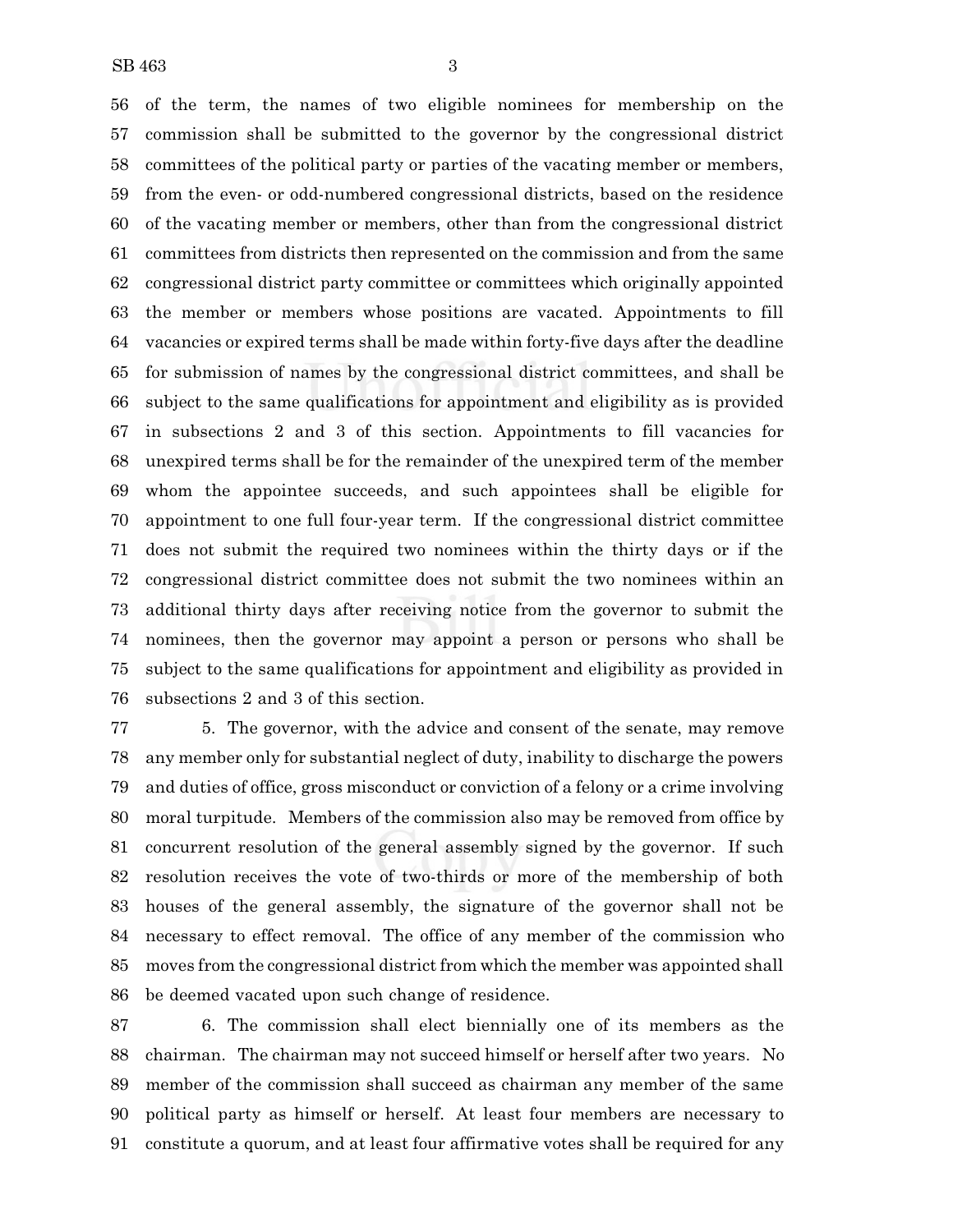56 of the term, the names of two eligible nominees for membership on the
57 commission shall be submitted to the governor by the congressional district
58 committees of the political party or parties of the vacating member or members,
59 from the even- or odd-numbered congressional districts, based on the residence
60 of the vacating member or members, other than from the congressional district
61 committees from districts then represented on the commission and from the same
62 congressional district party committee or committees which originally appointed
63 the member or members whose positions are vacated. Appointments to fill
64 vacancies or expired terms shall be made within forty-five days after the deadline
65 for submission of names by the congressional district committees, and shall be
66 subject to the same qualifications for appointment and eligibility as is provided
67 in subsections 2 and 3 of this section. Appointments to fill vacancies for
68 unexpired terms shall be for the remainder of the unexpired term of the member
69 whom the appointee succeeds, and such appointees shall be eligible for
70 appointment to one full four-year term. If the congressional district committee
71 does not submit the required two nominees within the thirty days or if the
72 congressional district committee does not submit the two nominees within an
73 additional thirty days after receiving notice from the governor to submit the
74 nominees, then the governor may appoint a person or persons who shall be
75 subject to the same qualifications for appointment and eligibility as provided in
76 subsections 2 and 3 of this section.

77 5. The governor, with the advice and consent of the senate, may remove
78 any member only for substantial neglect of duty, inability to discharge the powers
79 and duties of office, gross misconduct or conviction of a felony or a crime involving
80 moral turpitude. Members of the commission also may be removed from office by
81 concurrent resolution of the general assembly signed by the governor. If such
82 resolution receives the vote of two-thirds or more of the membership of both
83 houses of the general assembly, the signature of the governor shall not be
84 necessary to effect removal. The office of any member of the commission who
85 moves from the congressional district from which the member was appointed shall
86 be deemed vacated upon such change of residence.

87 6. The commission shall elect biennially one of its members as the
88 chairman. The chairman may not succeed himself or herself after two years. No
89 member of the commission shall succeed as chairman any member of the same
90 political party as himself or herself. At least four members are necessary to
91 constitute a quorum, and at least four affirmative votes shall be required for any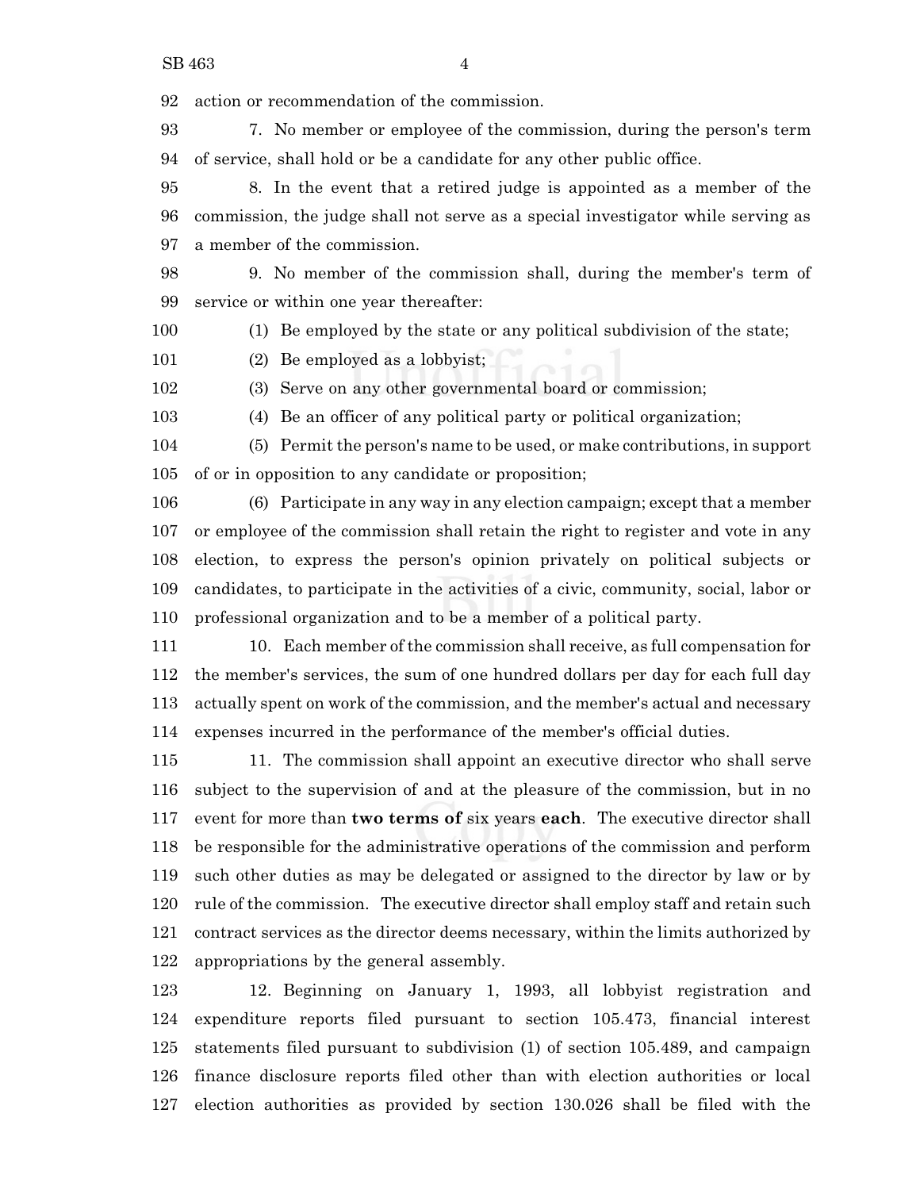action or recommendation of the commission.

7. No member or employee of the commission, during the person's term of service, shall hold or be a candidate for any other public office.

8. In the event that a retired judge is appointed as a member of the commission, the judge shall not serve as a special investigator while serving as a member of the commission.

9. No member of the commission shall, during the member's term of service or within one year thereafter:

(1) Be employed by the state or any political subdivision of the state;

(2) Be employed as a lobbyist;

(3) Serve on any other governmental board or commission;

(4) Be an officer of any political party or political organization;

(5) Permit the person's name to be used, or make contributions, in support of or in opposition to any candidate or proposition;

(6) Participate in any way in any election campaign; except that a member or employee of the commission shall retain the right to register and vote in any election, to express the person's opinion privately on political subjects or candidates, to participate in the activities of a civic, community, social, labor or professional organization and to be a member of a political party.

10. Each member of the commission shall receive, as full compensation for the member's services, the sum of one hundred dollars per day for each full day actually spent on work of the commission, and the member's actual and necessary expenses incurred in the performance of the member's official duties.

11. The commission shall appoint an executive director who shall serve subject to the supervision of and at the pleasure of the commission, but in no event for more than **two terms of** six years **each**. The executive director shall be responsible for the administrative operations of the commission and perform such other duties as may be delegated or assigned to the director by law or by rule of the commission. The executive director shall employ staff and retain such contract services as the director deems necessary, within the limits authorized by appropriations by the general assembly.

12. Beginning on January 1, 1993, all lobbyist registration and expenditure reports filed pursuant to section 105.473, financial interest statements filed pursuant to subdivision (1) of section 105.489, and campaign finance disclosure reports filed other than with election authorities or local election authorities as provided by section 130.026 shall be filed with the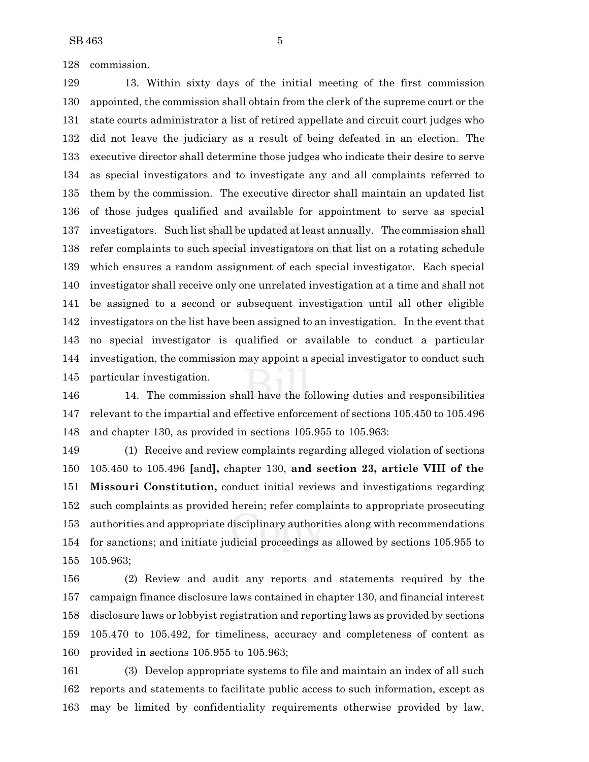commission.

13. Within sixty days of the initial meeting of the first commission appointed, the commission shall obtain from the clerk of the supreme court or the state courts administrator a list of retired appellate and circuit court judges who did not leave the judiciary as a result of being defeated in an election. The executive director shall determine those judges who indicate their desire to serve as special investigators and to investigate any and all complaints referred to them by the commission. The executive director shall maintain an updated list of those judges qualified and available for appointment to serve as special investigators. Such list shall be updated at least annually. The commission shall refer complaints to such special investigators on that list on a rotating schedule which ensures a random assignment of each special investigator. Each special investigator shall receive only one unrelated investigation at a time and shall not be assigned to a second or subsequent investigation until all other eligible investigators on the list have been assigned to an investigation. In the event that no special investigator is qualified or available to conduct a particular investigation, the commission may appoint a special investigator to conduct such particular investigation.

14. The commission shall have the following duties and responsibilities relevant to the impartial and effective enforcement of sections 105.450 to 105.496 and chapter 130, as provided in sections 105.955 to 105.963:

(1) Receive and review complaints regarding alleged violation of sections 105.450 to 105.496 **[**and**],** chapter 130, **and section 23, article VIII of the Missouri Constitution,** conduct initial reviews and investigations regarding such complaints as provided herein; refer complaints to appropriate prosecuting authorities and appropriate disciplinary authorities along with recommendations for sanctions; and initiate judicial proceedings as allowed by sections 105.955 to 105.963;

(2) Review and audit any reports and statements required by the campaign finance disclosure laws contained in chapter 130, and financial interest disclosure laws or lobbyist registration and reporting laws as provided by sections 105.470 to 105.492, for timeliness, accuracy and completeness of content as provided in sections 105.955 to 105.963;

(3) Develop appropriate systems to file and maintain an index of all such reports and statements to facilitate public access to such information, except as may be limited by confidentiality requirements otherwise provided by law,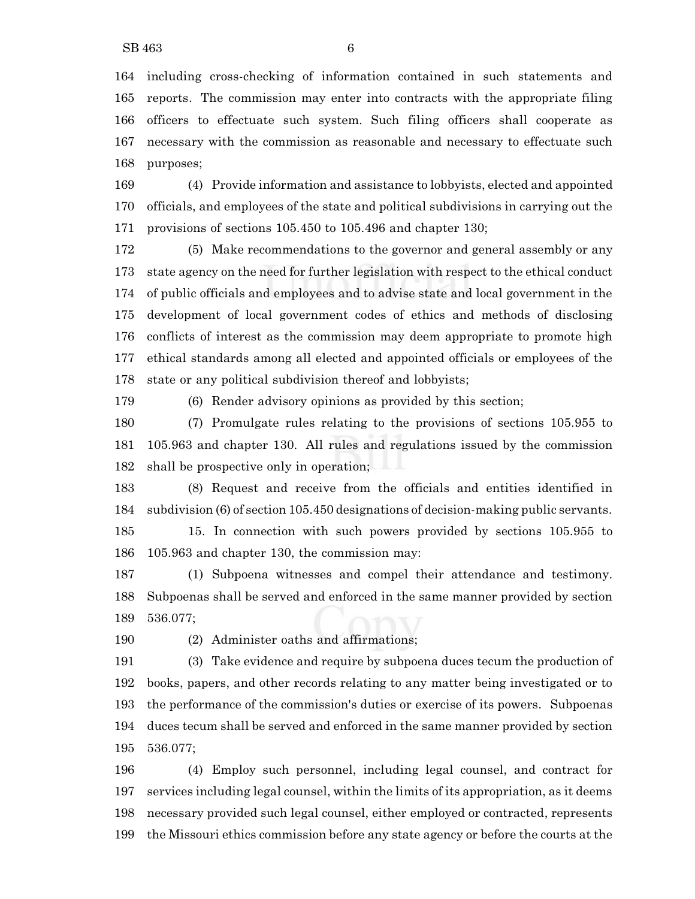including cross-checking of information contained in such statements and reports. The commission may enter into contracts with the appropriate filing officers to effectuate such system. Such filing officers shall cooperate as necessary with the commission as reasonable and necessary to effectuate such purposes;

(4) Provide information and assistance to lobbyists, elected and appointed officials, and employees of the state and political subdivisions in carrying out the provisions of sections 105.450 to 105.496 and chapter 130;

(5) Make recommendations to the governor and general assembly or any state agency on the need for further legislation with respect to the ethical conduct of public officials and employees and to advise state and local government in the development of local government codes of ethics and methods of disclosing conflicts of interest as the commission may deem appropriate to promote high ethical standards among all elected and appointed officials or employees of the state or any political subdivision thereof and lobbyists;

(6) Render advisory opinions as provided by this section;

(7) Promulgate rules relating to the provisions of sections 105.955 to 105.963 and chapter 130. All rules and regulations issued by the commission shall be prospective only in operation;

(8) Request and receive from the officials and entities identified in subdivision (6) of section 105.450 designations of decision-making public servants.

15. In connection with such powers provided by sections 105.955 to 105.963 and chapter 130, the commission may:

(1) Subpoena witnesses and compel their attendance and testimony. Subpoenas shall be served and enforced in the same manner provided by section 536.077;

(2) Administer oaths and affirmations;

(3) Take evidence and require by subpoena duces tecum the production of books, papers, and other records relating to any matter being investigated or to the performance of the commission's duties or exercise of its powers. Subpoenas duces tecum shall be served and enforced in the same manner provided by section 536.077;

(4) Employ such personnel, including legal counsel, and contract for services including legal counsel, within the limits of its appropriation, as it deems necessary provided such legal counsel, either employed or contracted, represents the Missouri ethics commission before any state agency or before the courts at the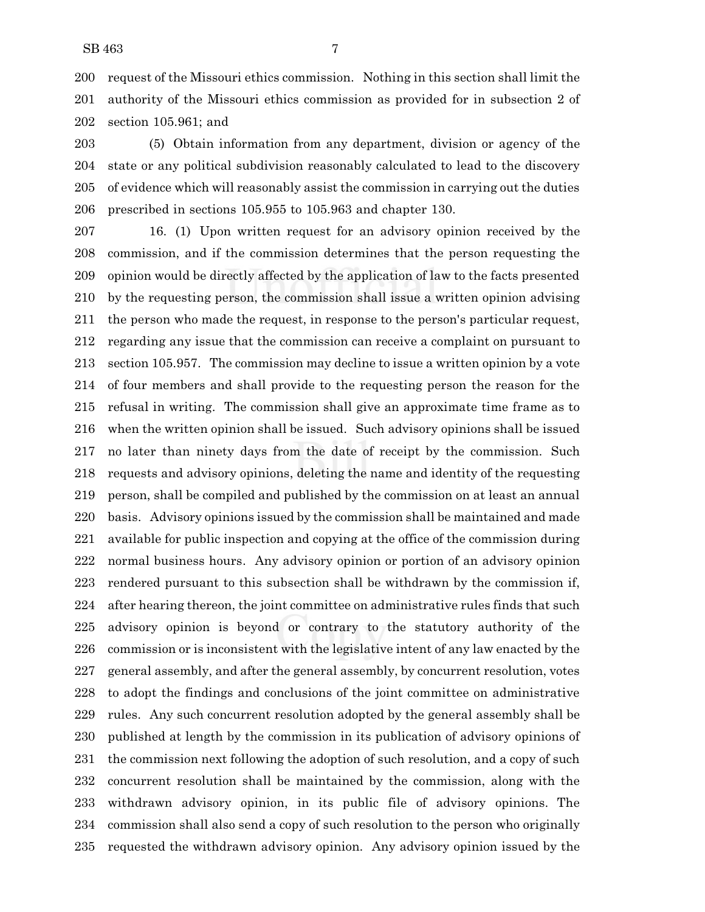request of the Missouri ethics commission. Nothing in this section shall limit the authority of the Missouri ethics commission as provided for in subsection 2 of section 105.961; and

(5) Obtain information from any department, division or agency of the state or any political subdivision reasonably calculated to lead to the discovery of evidence which will reasonably assist the commission in carrying out the duties prescribed in sections 105.955 to 105.963 and chapter 130.

16. (1) Upon written request for an advisory opinion received by the commission, and if the commission determines that the person requesting the opinion would be directly affected by the application of law to the facts presented by the requesting person, the commission shall issue a written opinion advising the person who made the request, in response to the person's particular request, regarding any issue that the commission can receive a complaint on pursuant to section 105.957. The commission may decline to issue a written opinion by a vote of four members and shall provide to the requesting person the reason for the refusal in writing. The commission shall give an approximate time frame as to when the written opinion shall be issued. Such advisory opinions shall be issued no later than ninety days from the date of receipt by the commission. Such requests and advisory opinions, deleting the name and identity of the requesting person, shall be compiled and published by the commission on at least an annual basis. Advisory opinions issued by the commission shall be maintained and made available for public inspection and copying at the office of the commission during normal business hours. Any advisory opinion or portion of an advisory opinion rendered pursuant to this subsection shall be withdrawn by the commission if, after hearing thereon, the joint committee on administrative rules finds that such advisory opinion is beyond or contrary to the statutory authority of the commission or is inconsistent with the legislative intent of any law enacted by the general assembly, and after the general assembly, by concurrent resolution, votes to adopt the findings and conclusions of the joint committee on administrative rules. Any such concurrent resolution adopted by the general assembly shall be published at length by the commission in its publication of advisory opinions of the commission next following the adoption of such resolution, and a copy of such concurrent resolution shall be maintained by the commission, along with the withdrawn advisory opinion, in its public file of advisory opinions. The commission shall also send a copy of such resolution to the person who originally requested the withdrawn advisory opinion. Any advisory opinion issued by the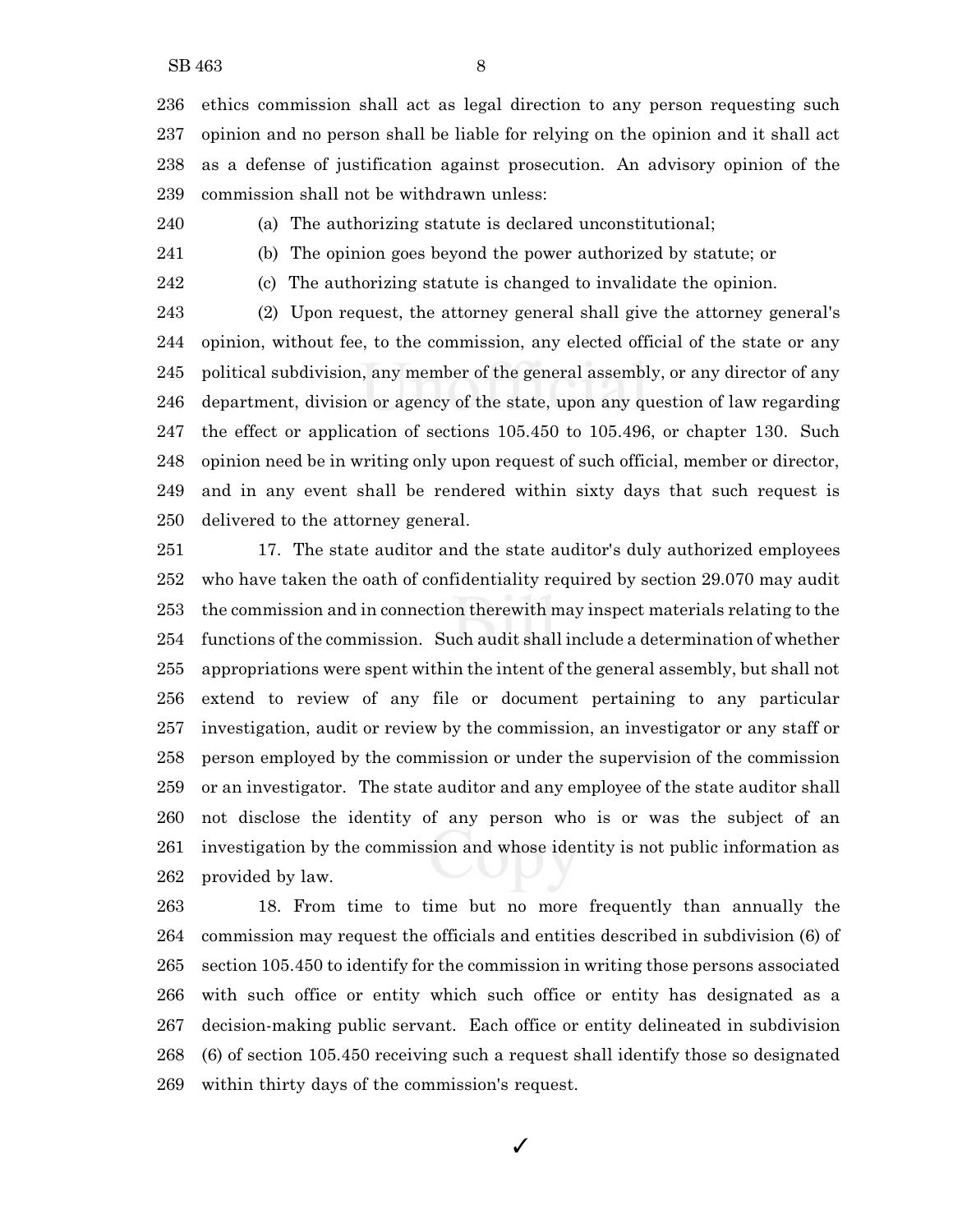ethics commission shall act as legal direction to any person requesting such opinion and no person shall be liable for relying on the opinion and it shall act as a defense of justification against prosecution. An advisory opinion of the commission shall not be withdrawn unless:

(a) The authorizing statute is declared unconstitutional;

(b) The opinion goes beyond the power authorized by statute; or

(c) The authorizing statute is changed to invalidate the opinion.

(2) Upon request, the attorney general shall give the attorney general's opinion, without fee, to the commission, any elected official of the state or any political subdivision, any member of the general assembly, or any director of any department, division or agency of the state, upon any question of law regarding the effect or application of sections 105.450 to 105.496, or chapter 130. Such opinion need be in writing only upon request of such official, member or director, and in any event shall be rendered within sixty days that such request is delivered to the attorney general.

17. The state auditor and the state auditor's duly authorized employees who have taken the oath of confidentiality required by section 29.070 may audit the commission and in connection therewith may inspect materials relating to the functions of the commission. Such audit shall include a determination of whether appropriations were spent within the intent of the general assembly, but shall not extend to review of any file or document pertaining to any particular investigation, audit or review by the commission, an investigator or any staff or person employed by the commission or under the supervision of the commission or an investigator. The state auditor and any employee of the state auditor shall not disclose the identity of any person who is or was the subject of an investigation by the commission and whose identity is not public information as provided by law.

18. From time to time but no more frequently than annually the commission may request the officials and entities described in subdivision (6) of section 105.450 to identify for the commission in writing those persons associated with such office or entity which such office or entity has designated as a decision-making public servant. Each office or entity delineated in subdivision (6) of section 105.450 receiving such a request shall identify those so designated within thirty days of the commission's request.

✓